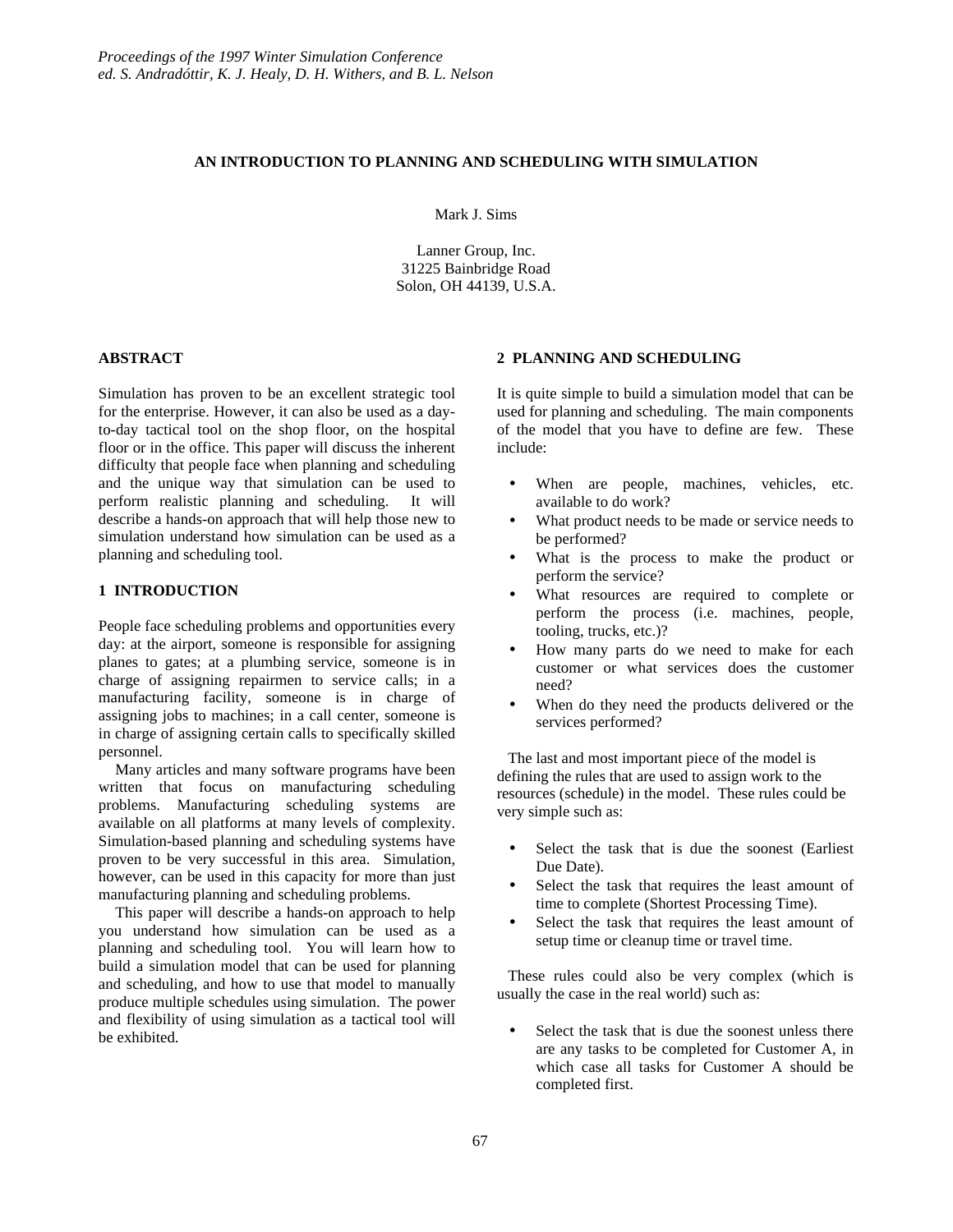*Proceedings of the 1997 Winter Simulation Conference*
*ed. S. Andradóttir, K. J. Healy, D. H. Withers, and B. L. Nelson*

# AN INTRODUCTION TO PLANNING AND SCHEDULING WITH SIMULATION

Mark J. Sims

Lanner Group, Inc.
31225 Bainbridge Road
Solon, OH 44139, U.S.A.

## ABSTRACT

Simulation has proven to be an excellent strategic tool for the enterprise. However, it can also be used as a day-to-day tactical tool on the shop floor, on the hospital floor or in the office. This paper will discuss the inherent difficulty that people face when planning and scheduling and the unique way that simulation can be used to perform realistic planning and scheduling. It will describe a hands-on approach that will help those new to simulation understand how simulation can be used as a planning and scheduling tool.

## 1 INTRODUCTION

People face scheduling problems and opportunities every day: at the airport, someone is responsible for assigning planes to gates; at a plumbing service, someone is in charge of assigning repairmen to service calls; in a manufacturing facility, someone is in charge of assigning jobs to machines; in a call center, someone is in charge of assigning certain calls to specifically skilled personnel.

Many articles and many software programs have been written that focus on manufacturing scheduling problems. Manufacturing scheduling systems are available on all platforms at many levels of complexity. Simulation-based planning and scheduling systems have proven to be very successful in this area. Simulation, however, can be used in this capacity for more than just manufacturing planning and scheduling problems.

This paper will describe a hands-on approach to help you understand how simulation can be used as a planning and scheduling tool. You will learn how to build a simulation model that can be used for planning and scheduling, and how to use that model to manually produce multiple schedules using simulation. The power and flexibility of using simulation as a tactical tool will be exhibited.

## 2 PLANNING AND SCHEDULING

It is quite simple to build a simulation model that can be used for planning and scheduling. The main components of the model that you have to define are few. These include:

- When are people, machines, vehicles, etc. available to do work?
- What product needs to be made or service needs to be performed?
- What is the process to make the product or perform the service?
- What resources are required to complete or perform the process (i.e. machines, people, tooling, trucks, etc.)?
- How many parts do we need to make for each customer or what services does the customer need?
- When do they need the products delivered or the services performed?

The last and most important piece of the model is defining the rules that are used to assign work to the resources (schedule) in the model. These rules could be very simple such as:

- Select the task that is due the soonest (Earliest Due Date).
- Select the task that requires the least amount of time to complete (Shortest Processing Time).
- Select the task that requires the least amount of setup time or cleanup time or travel time.

These rules could also be very complex (which is usually the case in the real world) such as:

- Select the task that is due the soonest unless there are any tasks to be completed for Customer A, in which case all tasks for Customer A should be completed first.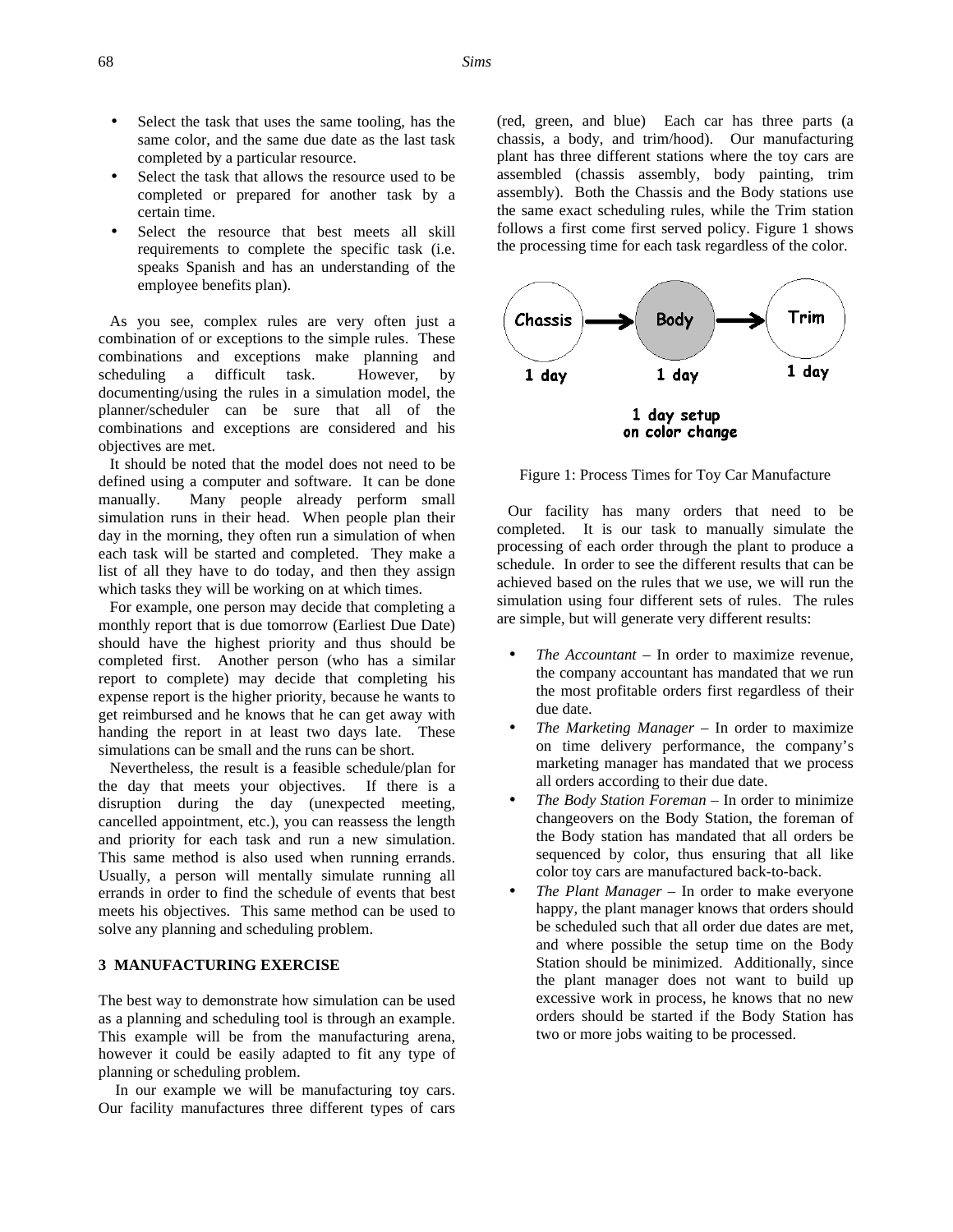- Select the task that uses the same tooling, has the same color, and the same due date as the last task completed by a particular resource.
- Select the task that allows the resource used to be completed or prepared for another task by a certain time.
- Select the resource that best meets all skill requirements to complete the specific task (i.e. speaks Spanish and has an understanding of the employee benefits plan).

As you see, complex rules are very often just a combination of or exceptions to the simple rules. These combinations and exceptions make planning and scheduling a difficult task. However, by documenting/using the rules in a simulation model, the planner/scheduler can be sure that all of the combinations and exceptions are considered and his objectives are met.

It should be noted that the model does not need to be defined using a computer and software. It can be done manually. Many people already perform small simulation runs in their head. When people plan their day in the morning, they often run a simulation of when each task will be started and completed. They make a list of all they have to do today, and then they assign which tasks they will be working on at which times.

For example, one person may decide that completing a monthly report that is due tomorrow (Earliest Due Date) should have the highest priority and thus should be completed first. Another person (who has a similar report to complete) may decide that completing his expense report is the higher priority, because he wants to get reimbursed and he knows that he can get away with handing the report in at least two days late. These simulations can be small and the runs can be short.

Nevertheless, the result is a feasible schedule/plan for the day that meets your objectives. If there is a disruption during the day (unexpected meeting, cancelled appointment, etc.), you can reassess the length and priority for each task and run a new simulation. This same method is also used when running errands. Usually, a person will mentally simulate running all errands in order to find the schedule of events that best meets his objectives. This same method can be used to solve any planning and scheduling problem.

## 3 MANUFACTURING EXERCISE

The best way to demonstrate how simulation can be used as a planning and scheduling tool is through an example. This example will be from the manufacturing arena, however it could be easily adapted to fit any type of planning or scheduling problem.

In our example we will be manufacturing toy cars. Our facility manufactures three different types of cars (red, green, and blue) Each car has three parts (a chassis, a body, and trim/hood). Our manufacturing plant has three different stations where the toy cars are assembled (chassis assembly, body painting, trim assembly). Both the Chassis and the Body stations use the same exact scheduling rules, while the Trim station follows a first come first served policy. Figure 1 shows the processing time for each task regardless of the color.

Chassis → Body → Trim

1 day &nbsp;&nbsp;&nbsp; 1 day &nbsp;&nbsp;&nbsp; 1 day

1 day setup on color change

Figure 1: Process Times for Toy Car Manufacture

Our facility has many orders that need to be completed. It is our task to manually simulate the processing of each order through the plant to produce a schedule. In order to see the different results that can be achieved based on the rules that we use, we will run the simulation using four different sets of rules. The rules are simple, but will generate very different results:

- *The Accountant* – In order to maximize revenue, the company accountant has mandated that we run the most profitable orders first regardless of their due date.
- *The Marketing Manager* – In order to maximize on time delivery performance, the company's marketing manager has mandated that we process all orders according to their due date.
- *The Body Station Foreman* – In order to minimize changeovers on the Body Station, the foreman of the Body station has mandated that all orders be sequenced by color, thus ensuring that all like color toy cars are manufactured back-to-back.
- *The Plant Manager* – In order to make everyone happy, the plant manager knows that orders should be scheduled such that all order due dates are met, and where possible the setup time on the Body Station should be minimized. Additionally, since the plant manager does not want to build up excessive work in process, he knows that no new orders should be started if the Body Station has two or more jobs waiting to be processed.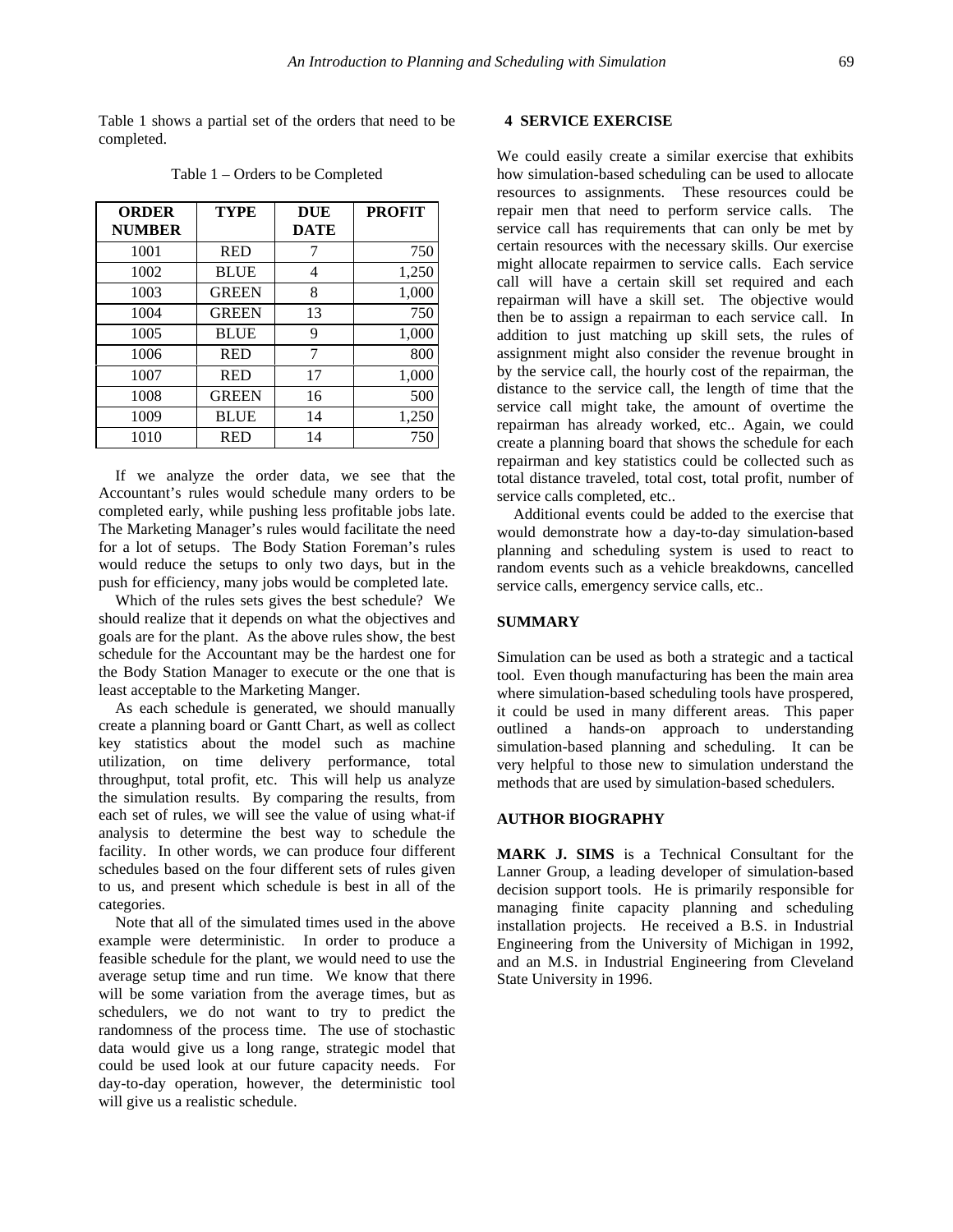Table 1 shows a partial set of the orders that need to be completed.

Table 1 – Orders to be Completed

| ORDER NUMBER | TYPE | DUE DATE | PROFIT |
|---|---|---|---|
| 1001 | RED | 7 | 750 |
| 1002 | BLUE | 4 | 1,250 |
| 1003 | GREEN | 8 | 1,000 |
| 1004 | GREEN | 13 | 750 |
| 1005 | BLUE | 9 | 1,000 |
| 1006 | RED | 7 | 800 |
| 1007 | RED | 17 | 1,000 |
| 1008 | GREEN | 16 | 500 |
| 1009 | BLUE | 14 | 1,250 |
| 1010 | RED | 14 | 750 |

If we analyze the order data, we see that the Accountant's rules would schedule many orders to be completed early, while pushing less profitable jobs late. The Marketing Manager's rules would facilitate the need for a lot of setups. The Body Station Foreman's rules would reduce the setups to only two days, but in the push for efficiency, many jobs would be completed late.

Which of the rules sets gives the best schedule? We should realize that it depends on what the objectives and goals are for the plant. As the above rules show, the best schedule for the Accountant may be the hardest one for the Body Station Manager to execute or the one that is least acceptable to the Marketing Manger.

As each schedule is generated, we should manually create a planning board or Gantt Chart, as well as collect key statistics about the model such as machine utilization, on time delivery performance, total throughput, total profit, etc. This will help us analyze the simulation results. By comparing the results, from each set of rules, we will see the value of using what-if analysis to determine the best way to schedule the facility. In other words, we can produce four different schedules based on the four different sets of rules given to us, and present which schedule is best in all of the categories.

Note that all of the simulated times used in the above example were deterministic. In order to produce a feasible schedule for the plant, we would need to use the average setup time and run time. We know that there will be some variation from the average times, but as schedulers, we do not want to try to predict the randomness of the process time. The use of stochastic data would give us a long range, strategic model that could be used look at our future capacity needs. For day-to-day operation, however, the deterministic tool will give us a realistic schedule.

## 4 SERVICE EXERCISE

We could easily create a similar exercise that exhibits how simulation-based scheduling can be used to allocate resources to assignments. These resources could be repair men that need to perform service calls. The service call has requirements that can only be met by certain resources with the necessary skills. Our exercise might allocate repairmen to service calls. Each service call will have a certain skill set required and each repairman will have a skill set. The objective would then be to assign a repairman to each service call. In addition to just matching up skill sets, the rules of assignment might also consider the revenue brought in by the service call, the hourly cost of the repairman, the distance to the service call, the length of time that the service call might take, the amount of overtime the repairman has already worked, etc.. Again, we could create a planning board that shows the schedule for each repairman and key statistics could be collected such as total distance traveled, total cost, total profit, number of service calls completed, etc..

Additional events could be added to the exercise that would demonstrate how a day-to-day simulation-based planning and scheduling system is used to react to random events such as a vehicle breakdowns, cancelled service calls, emergency service calls, etc..

## SUMMARY

Simulation can be used as both a strategic and a tactical tool. Even though manufacturing has been the main area where simulation-based scheduling tools have prospered, it could be used in many different areas. This paper outlined a hands-on approach to understanding simulation-based planning and scheduling. It can be very helpful to those new to simulation understand the methods that are used by simulation-based schedulers.

## AUTHOR BIOGRAPHY

**MARK J. SIMS** is a Technical Consultant for the Lanner Group, a leading developer of simulation-based decision support tools. He is primarily responsible for managing finite capacity planning and scheduling installation projects. He received a B.S. in Industrial Engineering from the University of Michigan in 1992, and an M.S. in Industrial Engineering from Cleveland State University in 1996.